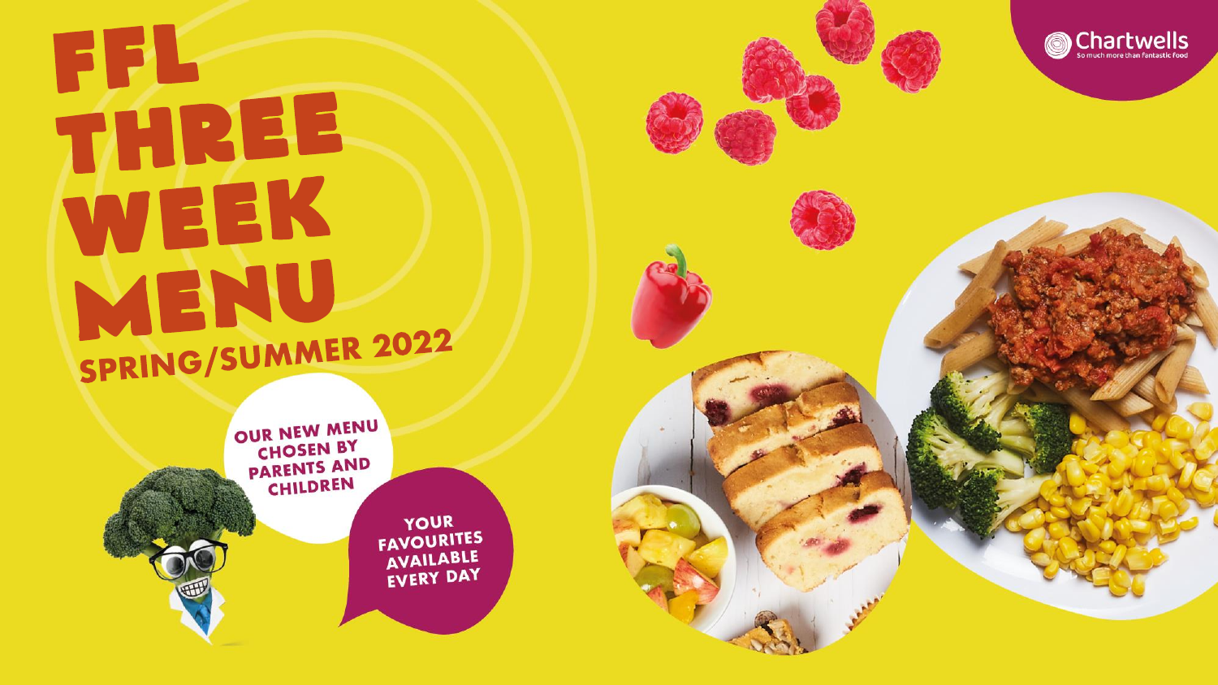# FFL THREE WEEK MENU

## SPRING/SUMMER 2022

OUR NEW MENU CHOSEN BY PARENTS AND CHILDREN

YOUR FAVOURITES AVAILABLE EVERY DAY

Chartwells
So much more than fantastic food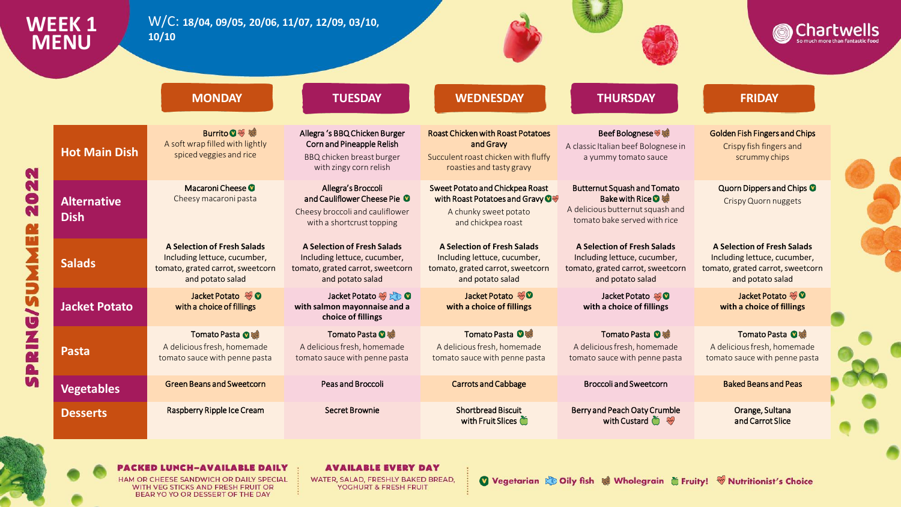# WEEK 1 MENU

W/C: **18/04, 09/05, 20/06, 11/07, 12/09, 03/10, 10/10**

Chartwells — So much more than fantastic food

## SPRING/SUMMER 2022

| | MONDAY | TUESDAY | WEDNESDAY | THURSDAY | FRIDAY |
|---|---|---|---|---|---|
| **Hot Main Dish** | Burrito (Vegetarian, Nutritionist's Choice, Wholegrain) A soft wrap filled with lightly spiced veggies and rice | Allegra 's BBQ Chicken Burger Corn and Pineapple Relish BBQ chicken breast burger with zingy corn relish | Roast Chicken with Roast Potatoes and Gravy Succulent roast chicken with fluffy roasties and tasty gravy | Beef Bolognese (Nutritionist's Choice, Wholegrain) A classic Italian beef Bolognese in a yummy tomato sauce | Golden Fish Fingers and Chips Crispy fish fingers and scrummy chips |
| **Alternative Dish** | Macaroni Cheese (Vegetarian) Cheesy macaroni pasta | Allegra's Broccoli and Cauliflower Cheese Pie (Vegetarian) Cheesy broccoli and cauliflower with a shortcrust topping | Sweet Potato and Chickpea Roast with Roast Potatoes and Gravy (Vegetarian, Nutritionist's Choice) A chunky sweet potato and chickpea roast | Butternut Squash and Tomato Bake with Rice (Vegetarian, Wholegrain) A delicious butternut squash and tomato bake served with rice | Quorn Dippers and Chips (Vegetarian) Crispy Quorn nuggets |
| **Salads** | A Selection of Fresh Salads Including lettuce, cucumber, tomato, grated carrot, sweetcorn and potato salad | A Selection of Fresh Salads Including lettuce, cucumber, tomato, grated carrot, sweetcorn and potato salad | A Selection of Fresh Salads Including lettuce, cucumber, tomato, grated carrot, sweetcorn and potato salad | A Selection of Fresh Salads Including lettuce, cucumber, tomato, grated carrot, sweetcorn and potato salad | A Selection of Fresh Salads Including lettuce, cucumber, tomato, grated carrot, sweetcorn and potato salad |
| **Jacket Potato** | Jacket Potato (Nutritionist's Choice, Vegetarian) with a choice of fillings | Jacket Potato (Nutritionist's Choice, Oily fish, Vegetarian) with salmon mayonnaise and a choice of fillings | Jacket Potato (Nutritionist's Choice, Vegetarian) with a choice of fillings | Jacket Potato (Nutritionist's Choice, Vegetarian) with a choice of fillings | Jacket Potato (Nutritionist's Choice, Vegetarian) with a choice of fillings |
| **Pasta** | Tomato Pasta (Vegetarian, Wholegrain) A delicious fresh, homemade tomato sauce with penne pasta | Tomato Pasta (Vegetarian, Wholegrain) A delicious fresh, homemade tomato sauce with penne pasta | Tomato Pasta (Vegetarian, Wholegrain) A delicious fresh, homemade tomato sauce with penne pasta | Tomato Pasta (Vegetarian, Wholegrain) A delicious fresh, homemade tomato sauce with penne pasta | Tomato Pasta (Vegetarian, Wholegrain) A delicious fresh, homemade tomato sauce with penne pasta |
| **Vegetables** | Green Beans and Sweetcorn | Peas and Broccoli | Carrots and Cabbage | Broccoli and Sweetcorn | Baked Beans and Peas |
| **Desserts** | Raspberry Ripple Ice Cream | Secret Brownie | Shortbread Biscuit with Fruit Slices (Fruity!) | Berry and Peach Oaty Crumble with Custard (Fruity!, Nutritionist's Choice) | Orange, Sultana and Carrot Slice |

**PACKED LUNCH–AVAILABLE DAILY**
HAM OR CHEESE SANDWICH OR DAILY SPECIAL WITH VEG STICKS AND FRESH FRUIT OR BEAR YO YO OR DESSERT OF THE DAY

**AVAILABLE EVERY DAY**
WATER, SALAD, FRESHLY BAKED BREAD, YOGHURT & FRESH FRUIT

Key: Vegetarian | Oily fish | Wholegrain | Fruity! | Nutritionist's Choice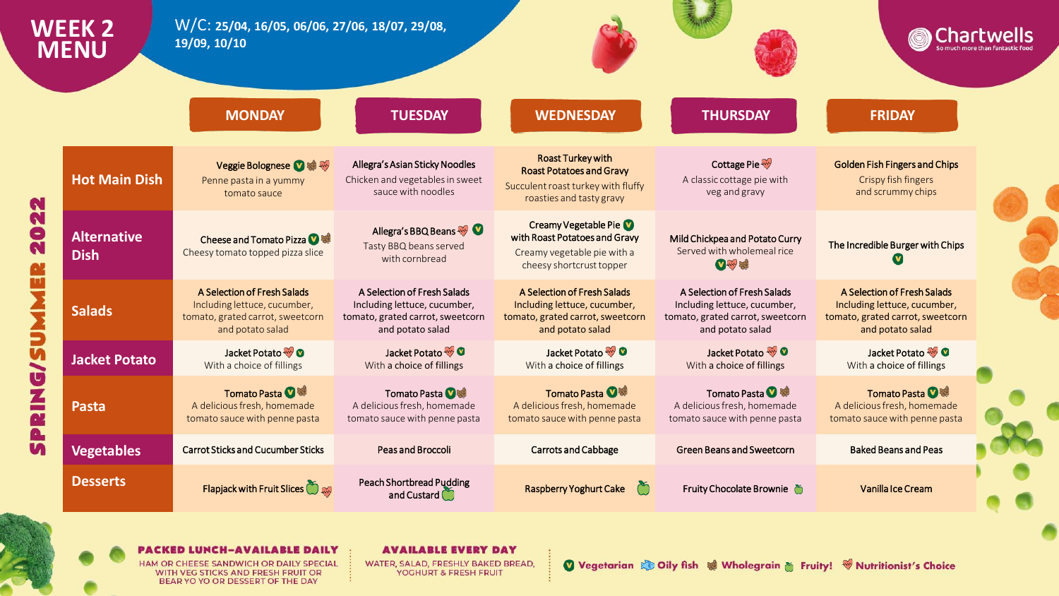# WEEK 2 MENU

W/C: **25/04, 16/05, 06/06, 27/06, 18/07, 29/08, 19/09, 10/10**

Chartwells — So much more than fantastic food

## SPRING/SUMMER 2022

| | MONDAY | TUESDAY | WEDNESDAY | THURSDAY | FRIDAY |
|---|---|---|---|---|---|
| **Hot Main Dish** | Veggie Bolognese (V) (Wholegrain) (Nutritionist's Choice)<br>Penne pasta in a yummy tomato sauce | Allegra's Asian Sticky Noodles<br>Chicken and vegetables in sweet sauce with noodles | Roast Turkey with Roast Potatoes and Gravy<br>Succulent roast turkey with fluffy roasties and tasty gravy | Cottage Pie (Nutritionist's Choice)<br>A classic cottage pie with veg and gravy | Golden Fish Fingers and Chips<br>Crispy fish fingers and scrummy chips |
| **Alternative Dish** | Cheese and Tomato Pizza (V) (Wholegrain)<br>Cheesy tomato topped pizza slice | Allegra's BBQ Beans (Nutritionist's Choice) (V)<br>Tasty BBQ beans served with cornbread | Creamy Vegetable Pie (V) with Roast Potatoes and Gravy<br>Creamy vegetable pie with a cheesy shortcrust topper | Mild Chickpea and Potato Curry<br>Served with wholemeal rice<br>(V) (Nutritionist's Choice) (Wholegrain) | The Incredible Burger with Chips<br>(V) |
| **Salads** | A Selection of Fresh Salads<br>Including lettuce, cucumber, tomato, grated carrot, sweetcorn and potato salad | A Selection of Fresh Salads<br>Including lettuce, cucumber, tomato, grated carrot, sweetcorn and potato salad | A Selection of Fresh Salads<br>Including lettuce, cucumber, tomato, grated carrot, sweetcorn and potato salad | A Selection of Fresh Salads<br>Including lettuce, cucumber, tomato, grated carrot, sweetcorn and potato salad | A Selection of Fresh Salads<br>Including lettuce, cucumber, tomato, grated carrot, sweetcorn and potato salad |
| **Jacket Potato** | Jacket Potato (Nutritionist's Choice) (V)<br>With a choice of fillings | Jacket Potato (Nutritionist's Choice) (V)<br>With a choice of fillings | Jacket Potato (Nutritionist's Choice) (V)<br>With a choice of fillings | Jacket Potato (Nutritionist's Choice) (V)<br>With a choice of fillings | Jacket Potato (Nutritionist's Choice) (V)<br>With a choice of fillings |
| **Pasta** | Tomato Pasta (V) (Wholegrain)<br>A delicious fresh, homemade tomato sauce with penne pasta | Tomato Pasta (V) (Wholegrain)<br>A delicious fresh, homemade tomato sauce with penne pasta | Tomato Pasta (V) (Wholegrain)<br>A delicious fresh, homemade tomato sauce with penne pasta | Tomato Pasta (V) (Wholegrain)<br>A delicious fresh, homemade tomato sauce with penne pasta | Tomato Pasta (V) (Wholegrain)<br>A delicious fresh, homemade tomato sauce with penne pasta |
| **Vegetables** | Carrot Sticks and Cucumber Sticks | Peas and Broccoli | Carrots and Cabbage | Green Beans and Sweetcorn | Baked Beans and Peas |
| **Desserts** | Flapjack with Fruit Slices (Fruity!) (Nutritionist's Choice) | Peach Shortbread Pudding and Custard (Fruity!) | Raspberry Yoghurt Cake (Fruity!) | Fruity Chocolate Brownie (Fruity!) | Vanilla Ice Cream |

**PACKED LUNCH–AVAILABLE DAILY**
HAM OR CHEESE SANDWICH OR DAILY SPECIAL WITH VEG STICKS AND FRESH FRUIT OR BEAR YO YO OR DESSERT OF THE DAY

**AVAILABLE EVERY DAY**
WATER, SALAD, FRESHLY BAKED BREAD, YOGHURT & FRESH FRUIT

(V) Vegetarian | Oily fish | Wholegrain | Fruity! | Nutritionist's Choice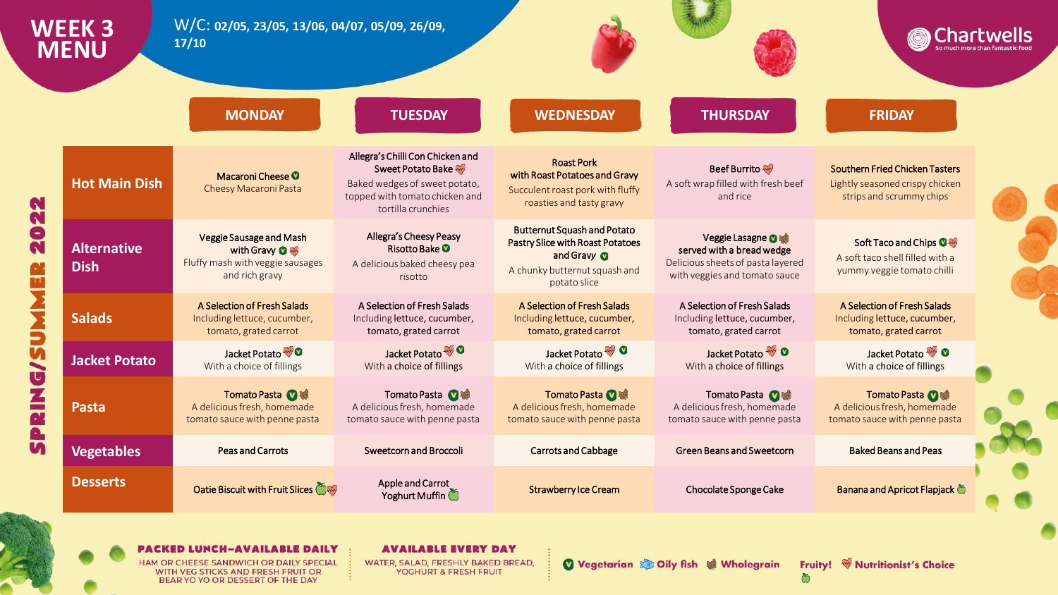# WEEK 3 MENU

W/C: **02/05, 23/05, 13/06, 04/07, 05/09, 26/09, 17/10**

Chartwells
So much more than fantastic food

SPRING/SUMMER 2022

| | MONDAY | TUESDAY | WEDNESDAY | THURSDAY | FRIDAY |
|---|---|---|---|---|---|
| **Hot Main Dish** | **Macaroni Cheese** (V)<br>Cheesy Macaroni Pasta | **Allegra's Chilli Con Chicken and Sweet Potato Bake** (Nutritionist's Choice)<br>Baked wedges of sweet potato, topped with tomato chicken and tortilla crunchies | **Roast Pork with Roast Potatoes and Gravy**<br>Succulent roast pork with fluffy roasties and tasty gravy | **Beef Burrito** (Nutritionist's Choice)<br>A soft wrap filled with fresh beef and rice | **Southern Fried Chicken Tasters**<br>Lightly seasoned crispy chicken strips and scrummy chips |
| **Alternative Dish** | **Veggie Sausage and Mash with Gravy** (V) (Nutritionist's Choice)<br>Fluffy mash with veggie sausages and rich gravy | **Allegra's Cheesy Peasy Risotto Bake** (V)<br>A delicious baked cheesy pea risotto | **Butternut Squash and Potato Pastry Slice with Roast Potatoes and Gravy** (V)<br>A chunky butternut squash and potato slice | **Veggie Lasagne** (V) (Wholegrain) **served with a bread wedge**<br>Delicious sheets of pasta layered with veggies and tomato sauce | **Soft Taco and Chips** (V) (Nutritionist's Choice)<br>A soft taco shell filled with a yummy veggie tomato chilli |
| **Salads** | **A Selection of Fresh Salads**<br>Including lettuce, cucumber, tomato, grated carrot | **A Selection of Fresh Salads**<br>Including lettuce, cucumber, tomato, grated carrot | **A Selection of Fresh Salads**<br>Including lettuce, cucumber, tomato, grated carrot | **A Selection of Fresh Salads**<br>Including lettuce, cucumber, tomato, grated carrot | **A Selection of Fresh Salads**<br>Including lettuce, cucumber, tomato, grated carrot |
| **Jacket Potato** | **Jacket Potato** (Nutritionist's Choice) (V)<br>With a choice of fillings | **Jacket Potato** (Nutritionist's Choice) (V)<br>With a choice of fillings | **Jacket Potato** (Nutritionist's Choice) (V)<br>With a choice of fillings | **Jacket Potato** (Nutritionist's Choice) (V)<br>With a choice of fillings | **Jacket Potato** (Nutritionist's Choice) (V)<br>With a choice of fillings |
| **Pasta** | **Tomato Pasta** (V) (Wholegrain)<br>A delicious fresh, homemade tomato sauce with penne pasta | **Tomato Pasta** (V) (Wholegrain)<br>A delicious fresh, homemade tomato sauce with penne pasta | **Tomato Pasta** (V) (Wholegrain)<br>A delicious fresh, homemade tomato sauce with penne pasta | **Tomato Pasta** (V) (Wholegrain)<br>A delicious fresh, homemade tomato sauce with penne pasta | **Tomato Pasta** (V) (Wholegrain)<br>A delicious fresh, homemade tomato sauce with penne pasta |
| **Vegetables** | Peas and Carrots | Sweetcorn and Broccoli | Carrots and Cabbage | Green Beans and Sweetcorn | Baked Beans and Peas |
| **Desserts** | Oatie Biscuit with Fruit Slices (Fruity!) (Nutritionist's Choice) | Apple and Carrot Yoghurt Muffin (Fruity!) | Strawberry Ice Cream | Chocolate Sponge Cake | Banana and Apricot Flapjack (Fruity!) |

**PACKED LUNCH–AVAILABLE DAILY**
HAM OR CHEESE SANDWICH OR DAILY SPECIAL WITH VEG STICKS AND FRESH FRUIT OR BEAR YO YO OR DESSERT OF THE DAY

**AVAILABLE EVERY DAY**
WATER, SALAD, FRESHLY BAKED BREAD, YOGHURT & FRESH FRUIT

(V) Vegetarian | Oily fish | Wholegrain | Fruity! | Nutritionist's Choice